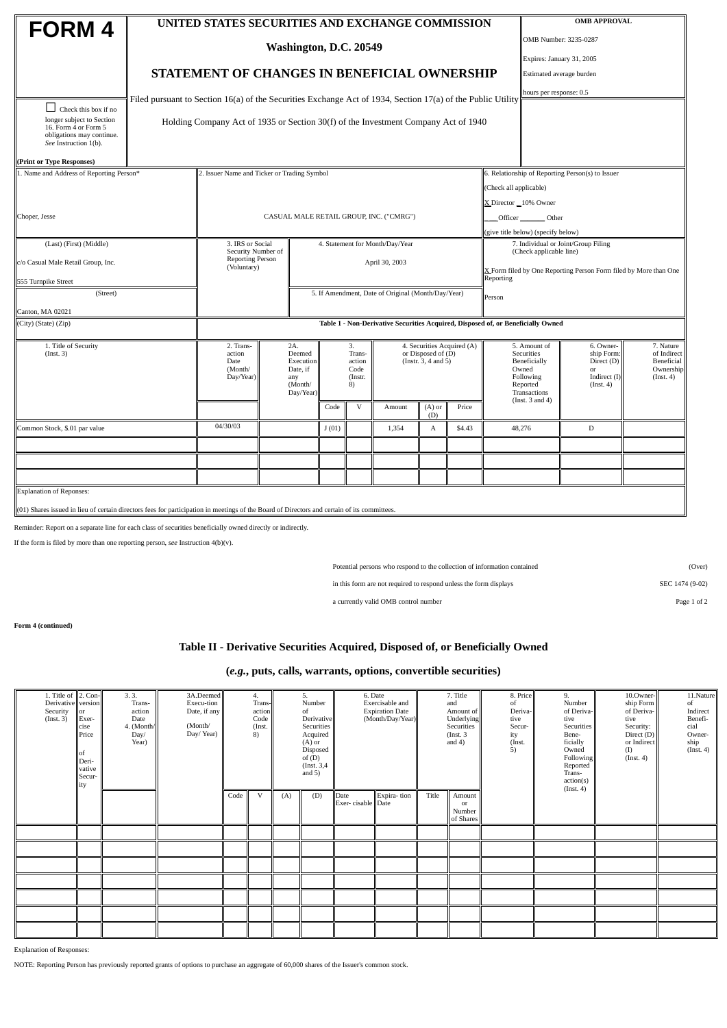# FORM 4

**UNITED STATES SECURITIES AND EXCHANGE COMMISSION**

**Washington, D.C. 20549**

## STATEMENT OF CHANGES IN BENEFICIAL OWNERSHIP

Filed pursuant to Section 16(a) of the Securities Exchange Act of 1934, Section 17(a) of the Public Utility Holding Company Act of 1935 or Section 30(f) of the Investment Company Act of 1940

**OMB APPROVAL**

OMB Number: 3235-0287

Expires: January 31, 2005

Estimated average burden

hours per response: 0.5

☐ Check this box if no longer subject to Section 16. Form 4 or Form 5 obligations may continue. *See* Instruction 1(b).

**(Print or Type Responses)**

| 1. Name and Address of Reporting Person* | 2. Issuer Name and Ticker or Trading Symbol | | 6. Relationship of Reporting Person(s) to Issuer (Check all applicable) |
|---|---|---|---|
| Choper, Jesse | CASUAL MALE RETAIL GROUP, INC. ("CMRG") | | X Director ___10% Owner ___Officer ___ Other (give title below) (specify below) |
| (Last) (First) (Middle) c/o Casual Male Retail Group, Inc. 555 Turnpike Street | 3. IRS or Social Security Number of Reporting Person (Voluntary) | 4. Statement for Month/Day/Year April 30, 2003 | 7. Individual or Joint/Group Filing (Check applicable line) X Form filed by One Reporting Person Form filed by More than One Reporting Person |
| (Street) Canton, MA 02021 | | 5. If Amendment, Date of Original (Month/Day/Year) | |
| (City) (State) (Zip) | | | |

**Table 1 - Non-Derivative Securities Acquired, Disposed of, or Beneficially Owned**

| 1. Title of Security (Instr. 3) | 2. Transaction Date (Month/Day/Year) | 2A. Deemed Execution Date, if any (Month/Day/Year) | 3. Transaction Code (Instr. 8) | | 4. Securities Acquired (A) or Disposed of (D) (Instr. 3, 4 and 5) | | | 5. Amount of Securities Beneficially Owned Following Reported Transactions (Inst. 3 and 4) | 6. Ownership Form: Direct (D) or Indirect (I) (Inst. 4) | 7. Nature of Indirect Beneficial Ownership (Inst. 4) |
|---|---|---|---|---|---|---|---|---|---|---|
| | | | Code | V | Amount | (A) or (D) | Price | | | |
| Common Stock, $.01 par value | 04/30/03 | | J (01) | | 1,354 | A | $4.43 | 48,276 | D | |
| | | | | | | | | | | |
| | | | | | | | | | | |
| | | | | | | | | | | |

Explanation of Reponses:

(01) Shares issued in lieu of certain directors fees for participation in meetings of the Board of Directors and certain of its committees.

Reminder: Report on a separate line for each class of securities beneficially owned directly or indirectly.

If the form is filed by more than one reporting person, *see* Instruction 4(b)(v).

Potential persons who respond to the collection of information contained in this form are not required to respond unless the form displays a currently valid OMB control number

(Over)

SEC 1474 (9-02)

**Form 4 (continued)**

## Table II - Derivative Securities Acquired, Disposed of, or Beneficially Owned

## (*e.g.*, puts, calls, warrants, options, convertible securities)

| 1. Title of Derivative Security (Inst. 3) | 2. Conversion or Exercise Price of Derivative Security | 3. Transaction Date 4. (Month/Day/Year) | 3A. Deemed Execution Date, if any (Month/Day/Year) | 4. Transaction Code (Inst. 8) | | 5. Number of Derivative Securities Acquired (A) or Disposed of (D) (Inst. 3,4 and 5) | | 6. Date Exercisable and Expiration Date (Month/Day/Year) | | 7. Title and Amount of Underlying Securities (Inst. 3 and 4) | | 8. Price of Derivative Security (Inst. 5) | 9. Number of Derivative Securities Beneficially Owned Following Reported Transaction(s) (Inst. 4) | 10. Ownership Form of Derivative Security: Direct (D) or Indirect (I) (Inst. 4) | 11. Nature of Indirect Beneficial Ownership (Inst. 4) |
|---|---|---|---|---|---|---|---|---|---|---|---|---|---|---|---|
| | | | | Code | V | (A) | (D) | Date Exercisable | Expiration Date | Title | Amount or Number of Shares | | | | |
| | | | | | | | | | | | | | | | |
| | | | | | | | | | | | | | | | |
| | | | | | | | | | | | | | | | |
| | | | | | | | | | | | | | | | |
| | | | | | | | | | | | | | | | |
| | | | | | | | | | | | | | | | |
| | | | | | | | | | | | | | | | |

Explanation of Responses:

NOTE: Reporting Person has previously reported grants of options to purchase an aggregate of 60,000 shares of the Issuer's common stock.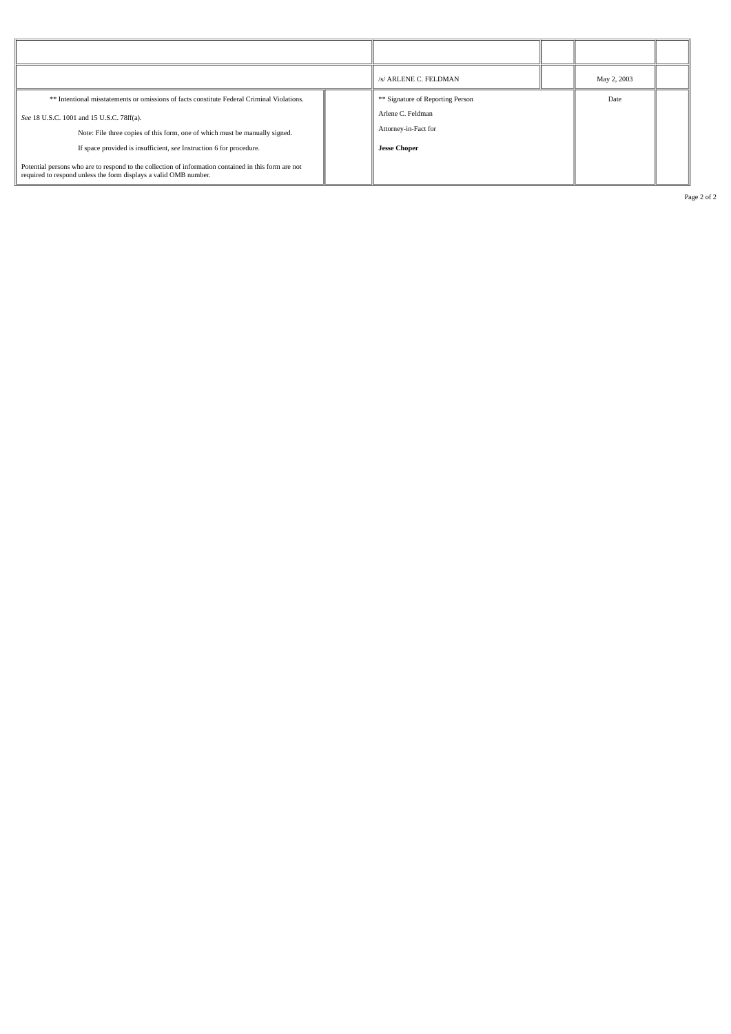| | | | | | |
|---|---|---|---|---|---|
| | | | | | |
| | | /s/ ARLENE C. FELDMAN | | May 2, 2003 | |
| ** Intentional misstatements or omissions of facts constitute Federal Criminal Violations.<br><br>*See* 18 U.S.C. 1001 and 15 U.S.C. 78ff(a).<br><br>Note: File three copies of this form, one of which must be manually signed.<br><br>If space provided is insufficient, *see* Instruction 6 for procedure.<br><br>Potential persons who are to respond to the collection of information contained in this form are not required to respond unless the form displays a valid OMB number. | | ** Signature of Reporting Person<br><br>Arlene C. Feldman<br><br>Attorney-in-Fact for<br><br>**Jesse Choper** | | Date | |